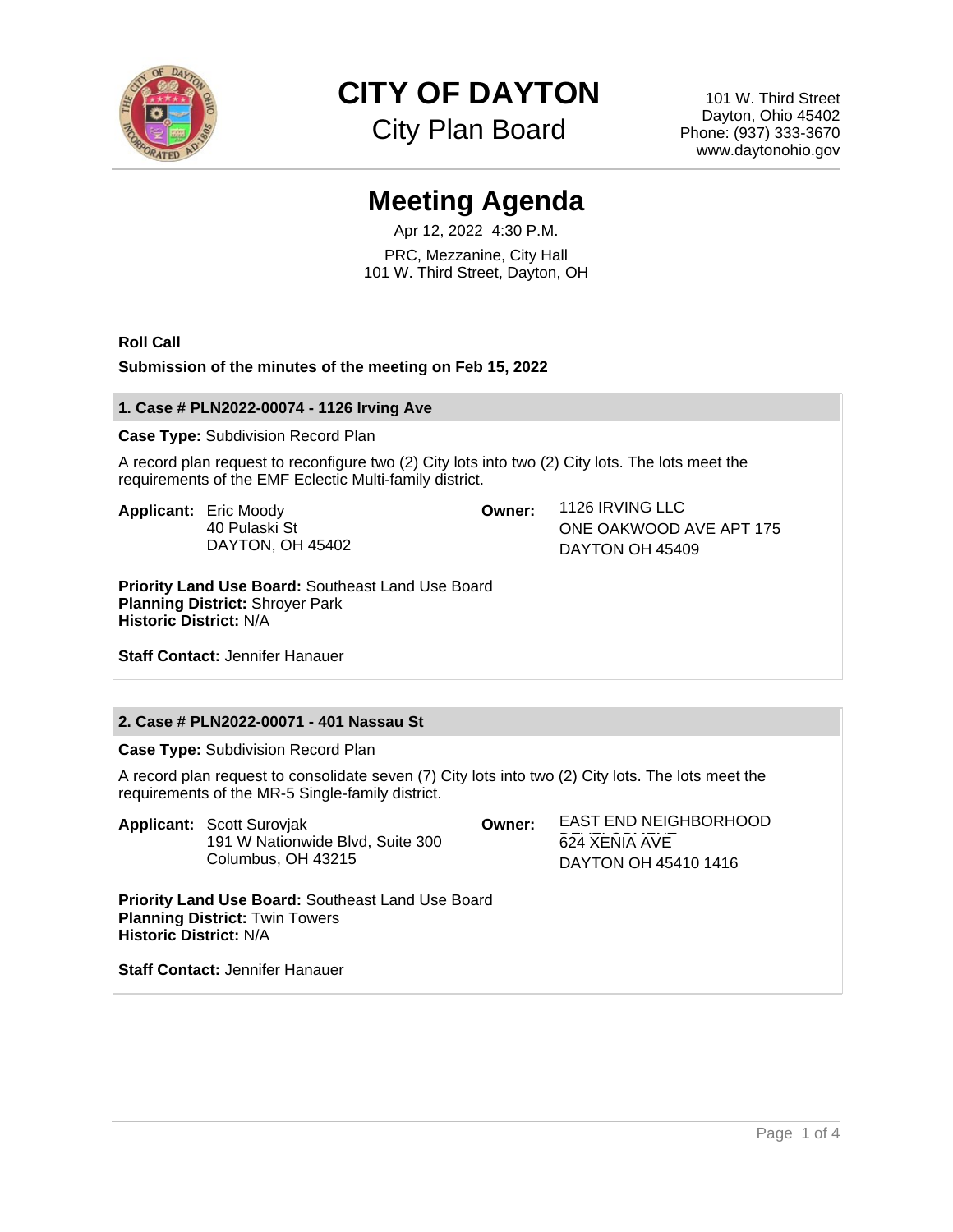# CITY OF DAYTON

City Plan Board

101 W. Third Street
Dayton, Ohio 45402
Phone: (937) 333-3670
www.daytonohio.gov

## Meeting Agenda

Apr 12, 2022 4:30 P.M.

PRC, Mezzanine, City Hall
101 W. Third Street, Dayton, OH

**Roll Call**

**Submission of the minutes of the meeting on Feb 15, 2022**

### 1. Case # PLN2022-00074 - 1126 Irving Ave

**Case Type:** Subdivision Record Plan

A record plan request to reconfigure two (2) City lots into two (2) City lots. The lots meet the requirements of the EMF Eclectic Multi-family district.

**Applicant:** Eric Moody
40 Pulaski St
DAYTON, OH 45402

**Owner:** 1126 IRVING LLC
ONE OAKWOOD AVE APT 175
DAYTON OH 45409

**Priority Land Use Board:** Southeast Land Use Board
**Planning District:** Shroyer Park
**Historic District:** N/A

**Staff Contact:** Jennifer Hanauer

### 2. Case # PLN2022-00071 - 401 Nassau St

**Case Type:** Subdivision Record Plan

A record plan request to consolidate seven (7) City lots into two (2) City lots. The lots meet the requirements of the MR-5 Single-family district.

**Applicant:** Scott Surovjak
191 W Nationwide Blvd, Suite 300
Columbus, OH 43215

**Owner:** EAST END NEIGHBORHOOD DEVELOPMENT
624 XENIA AVE
DAYTON OH 45410 1416

**Priority Land Use Board:** Southeast Land Use Board
**Planning District:** Twin Towers
**Historic District:** N/A

**Staff Contact:** Jennifer Hanauer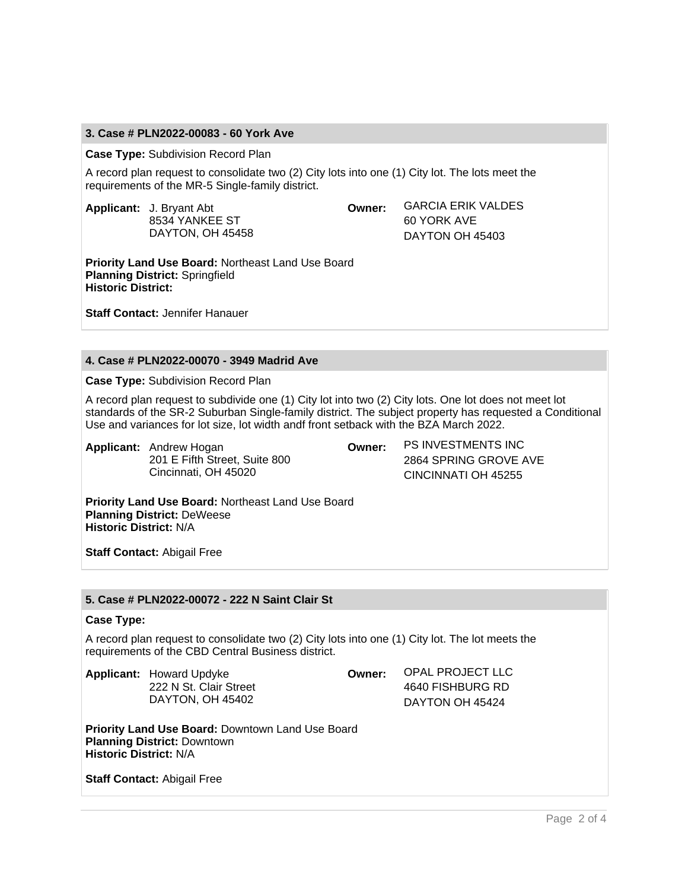### 3. Case # PLN2022-00083 - 60 York Ave

**Case Type:** Subdivision Record Plan

A record plan request to consolidate two (2) City lots into one (1) City lot. The lots meet the requirements of the MR-5 Single-family district.

**Applicant:** J. Bryant Abt
8534 YANKEE ST
DAYTON, OH 45458

**Owner:** GARCIA ERIK VALDES
60 YORK AVE
DAYTON OH 45403

**Priority Land Use Board:** Northeast Land Use Board
**Planning District:** Springfield
**Historic District:**

**Staff Contact:** Jennifer Hanauer

### 4. Case # PLN2022-00070 - 3949 Madrid Ave

**Case Type:** Subdivision Record Plan

A record plan request to subdivide one (1) City lot into two (2) City lots. One lot does not meet lot standards of the SR-2 Suburban Single-family district. The subject property has requested a Conditional Use and variances for lot size, lot width andf front setback with the BZA March 2022.

**Applicant:** Andrew Hogan
201 E Fifth Street, Suite 800
Cincinnati, OH 45020

**Owner:** PS INVESTMENTS INC
2864 SPRING GROVE AVE
CINCINNATI OH 45255

**Priority Land Use Board:** Northeast Land Use Board
**Planning District:** DeWeese
**Historic District:** N/A

**Staff Contact:** Abigail Free

### 5. Case # PLN2022-00072 - 222 N Saint Clair St

**Case Type:**

A record plan request to consolidate two (2) City lots into one (1) City lot. The lot meets the requirements of the CBD Central Business district.

**Applicant:** Howard Updyke
222 N St. Clair Street
DAYTON, OH 45402

**Owner:** OPAL PROJECT LLC
4640 FISHBURG RD
DAYTON OH 45424

**Priority Land Use Board:** Downtown Land Use Board
**Planning District:** Downtown
**Historic District:** N/A

**Staff Contact:** Abigail Free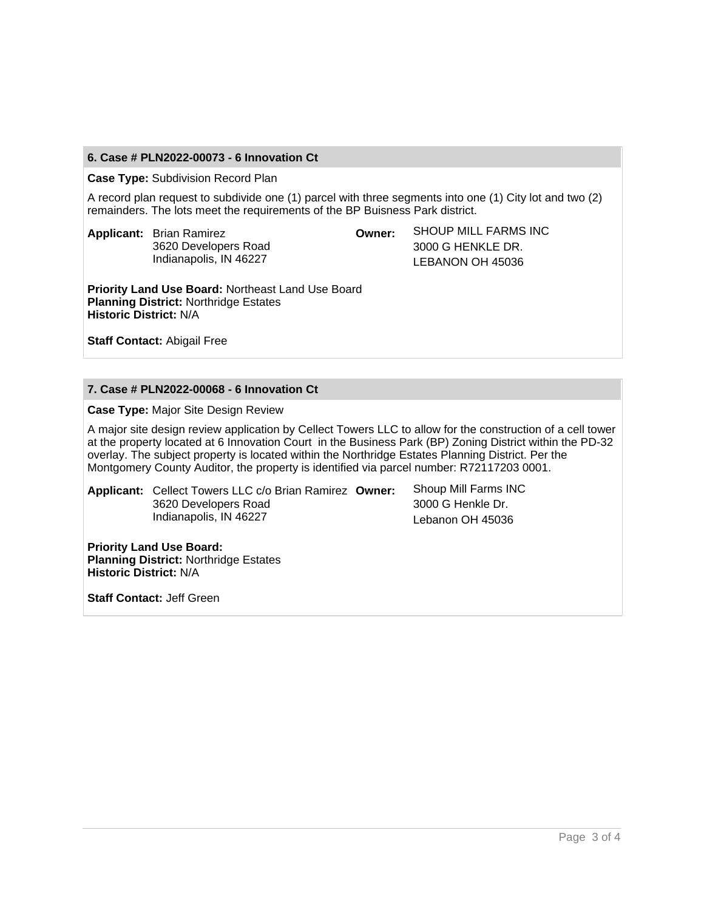### 6. Case # PLN2022-00073 - 6 Innovation Ct

**Case Type:** Subdivision Record Plan

A record plan request to subdivide one (1) parcel with three segments into one (1) City lot and two (2) remainders. The lots meet the requirements of the BP Buisness Park district.

**Applicant:** Brian Ramirez
3620 Developers Road
Indianapolis, IN 46227

**Owner:** SHOUP MILL FARMS INC
3000 G HENKLE DR.
LEBANON OH 45036

**Priority Land Use Board:** Northeast Land Use Board
**Planning District:** Northridge Estates
**Historic District:** N/A

**Staff Contact:** Abigail Free

### 7. Case # PLN2022-00068 - 6 Innovation Ct

**Case Type:** Major Site Design Review

A major site design review application by Cellect Towers LLC to allow for the construction of a cell tower at the property located at 6 Innovation Court in the Business Park (BP) Zoning District within the PD-32 overlay. The subject property is located within the Northridge Estates Planning District. Per the Montgomery County Auditor, the property is identified via parcel number: R72117203 0001.

**Applicant:** Cellect Towers LLC c/o Brian Ramirez
3620 Developers Road
Indianapolis, IN 46227

**Owner:** Shoup Mill Farms INC
3000 G Henkle Dr.
Lebanon OH 45036

**Priority Land Use Board:**
**Planning District:** Northridge Estates
**Historic District:** N/A

**Staff Contact:** Jeff Green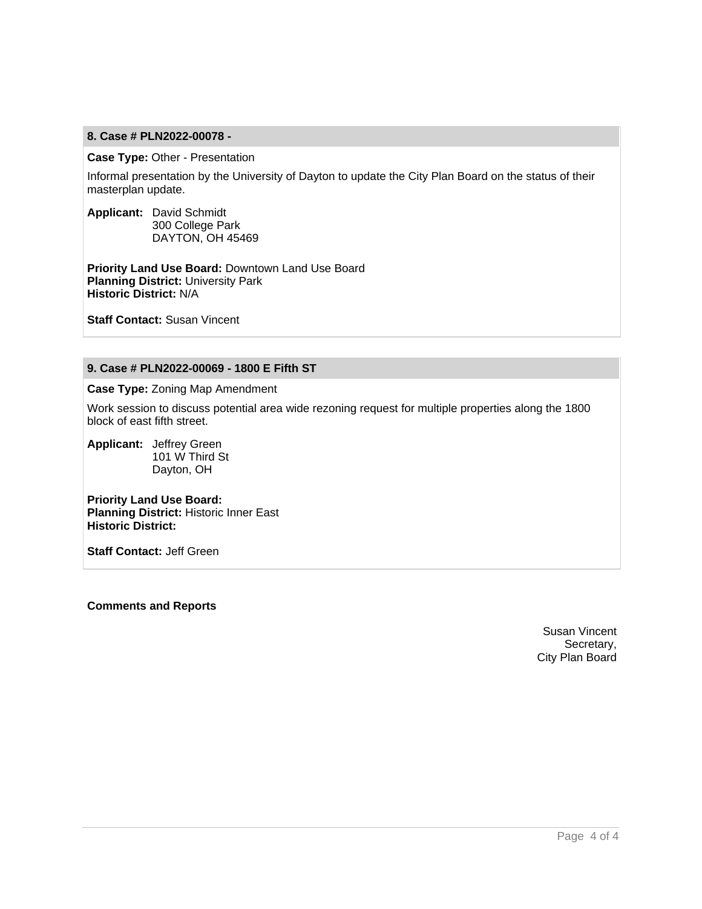### 8. Case # PLN2022-00078 -

**Case Type:** Other - Presentation

Informal presentation by the University of Dayton to update the City Plan Board on the status of their masterplan update.

**Applicant:** David Schmidt
300 College Park
DAYTON, OH 45469

**Priority Land Use Board:** Downtown Land Use Board
**Planning District:** University Park
**Historic District:** N/A

**Staff Contact:** Susan Vincent

### 9. Case # PLN2022-00069 - 1800 E Fifth ST

**Case Type:** Zoning Map Amendment

Work session to discuss potential area wide rezoning request for multiple properties along the 1800 block of east fifth street.

**Applicant:** Jeffrey Green
101 W Third St
Dayton, OH

**Priority Land Use Board:**
**Planning District:** Historic Inner East
**Historic District:**

**Staff Contact:** Jeff Green

**Comments and Reports**

Susan Vincent
Secretary,
City Plan Board